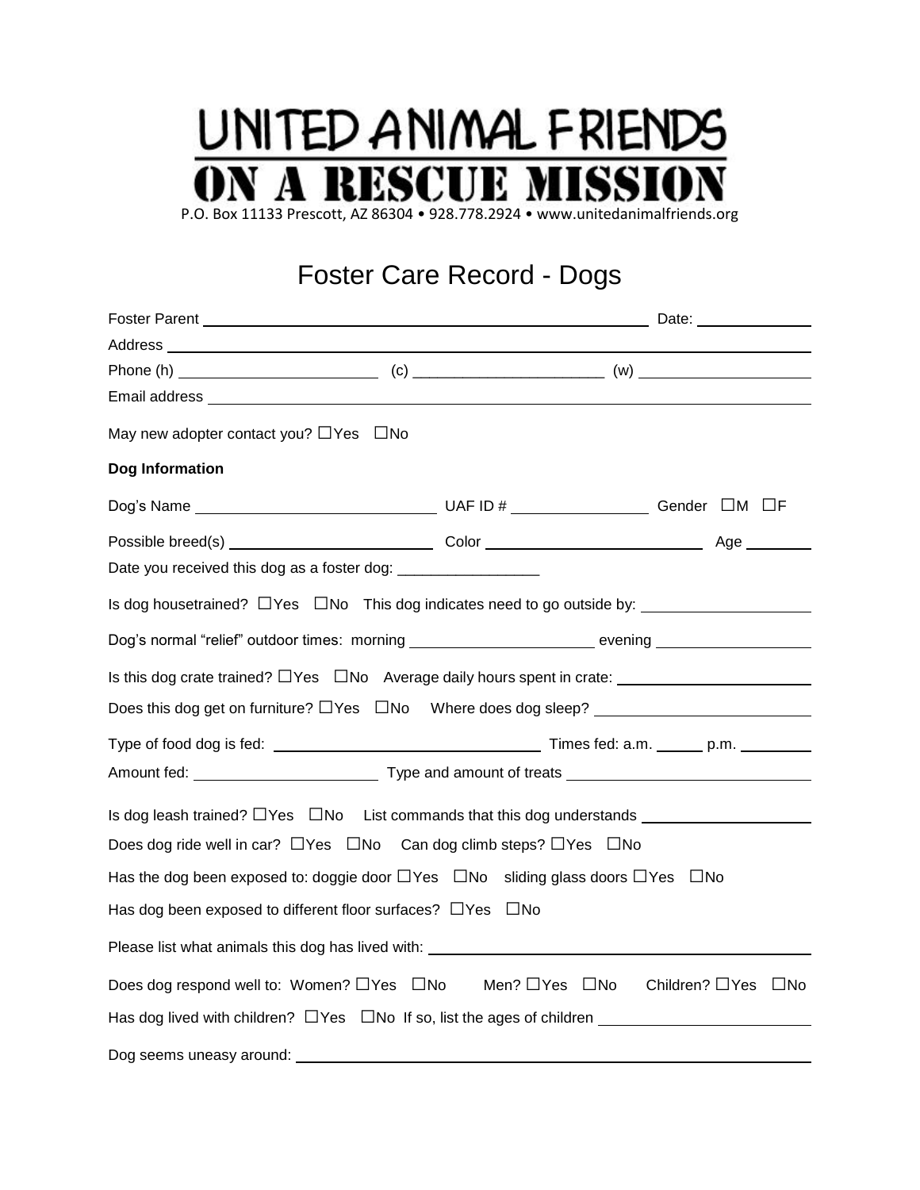# UNITED ANIMAL FRIENDS
## ON A RESCUE MISSION

P.O. Box 11133 Prescott, AZ 86304 • 928.778.2924 • www.unitedanimalfriends.org

# Foster Care Record - Dogs

Foster Parent ______________________________ Date: ____________

Address ______________________________

Phone (h) ____________________ (c) ____________________ (w) ____________________

Email address ______________________________

May new adopter contact you? ☐Yes ☐No

**Dog Information**

Dog's Name ____________________ UAF ID # ____________ Gender ☐M ☐F

Possible breed(s) ____________________ Color ____________________ Age ________

Date you received this dog as a foster dog: _________________

Is dog housetrained? ☐Yes ☐No This dog indicates need to go outside by: ____________________

Dog's normal "relief" outdoor times: morning ____________________ evening ____________________

Is this dog crate trained? ☐Yes ☐No Average daily hours spent in crate: ____________________

Does this dog get on furniture? ☐Yes ☐No Where does dog sleep? ____________________

Type of food dog is fed: ____________________ Times fed: a.m. ______ p.m. ________

Amount fed: ____________________ Type and amount of treats ____________________

Is dog leash trained? ☐Yes ☐No List commands that this dog understands ____________________

Does dog ride well in car? ☐Yes ☐No Can dog climb steps? ☐Yes ☐No

Has the dog been exposed to: doggie door ☐Yes ☐No sliding glass doors ☐Yes ☐No

Has dog been exposed to different floor surfaces? ☐Yes ☐No

Please list what animals this dog has lived with: ______________________________

Does dog respond well to: Women? ☐Yes ☐No Men? ☐Yes ☐No Children? ☐Yes ☐No

Has dog lived with children? ☐Yes ☐No If so, list the ages of children ____________________

Dog seems uneasy around: ______________________________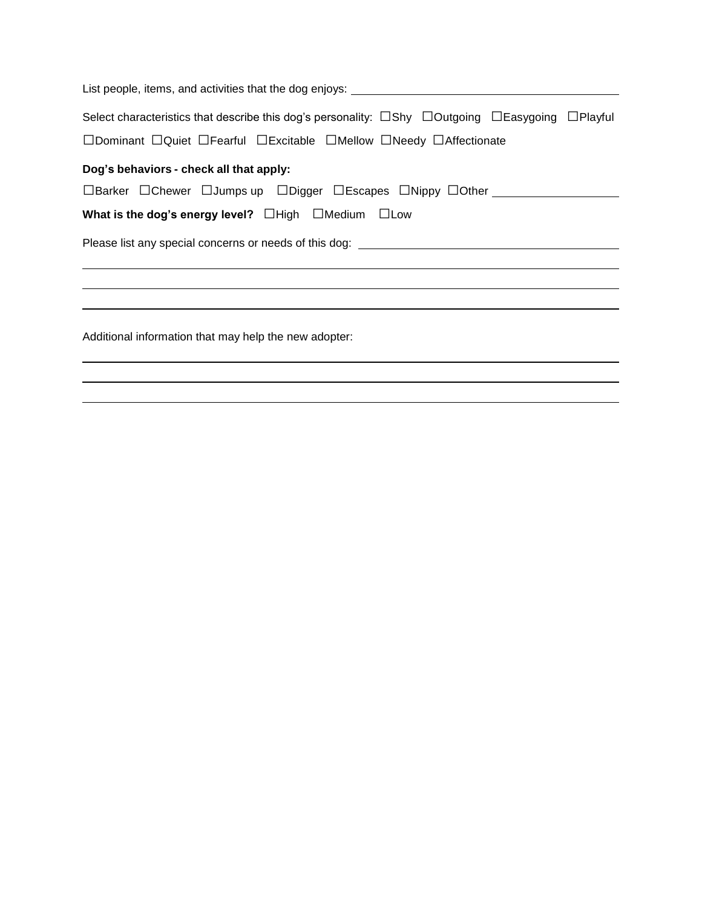List people, items, and activities that the dog enjoys: ______________________________

Select characteristics that describe this dog's personality: ☐Shy ☐Outgoing ☐Easygoing ☐Playful ☐Dominant ☐Quiet ☐Fearful ☐Excitable ☐Mellow ☐Needy ☐Affectionate

**Dog's behaviors - check all that apply:**

☐Barker ☐Chewer ☐Jumps up ☐Digger ☐Escapes ☐Nippy ☐Other ______________

**What is the dog's energy level?** ☐High ☐Medium ☐Low

Please list any special concerns or needs of this dog: ______________________________

______________________________________________________________

______________________________________________________________

______________________________________________________________

Additional information that may help the new adopter:

______________________________________________________________

______________________________________________________________

______________________________________________________________